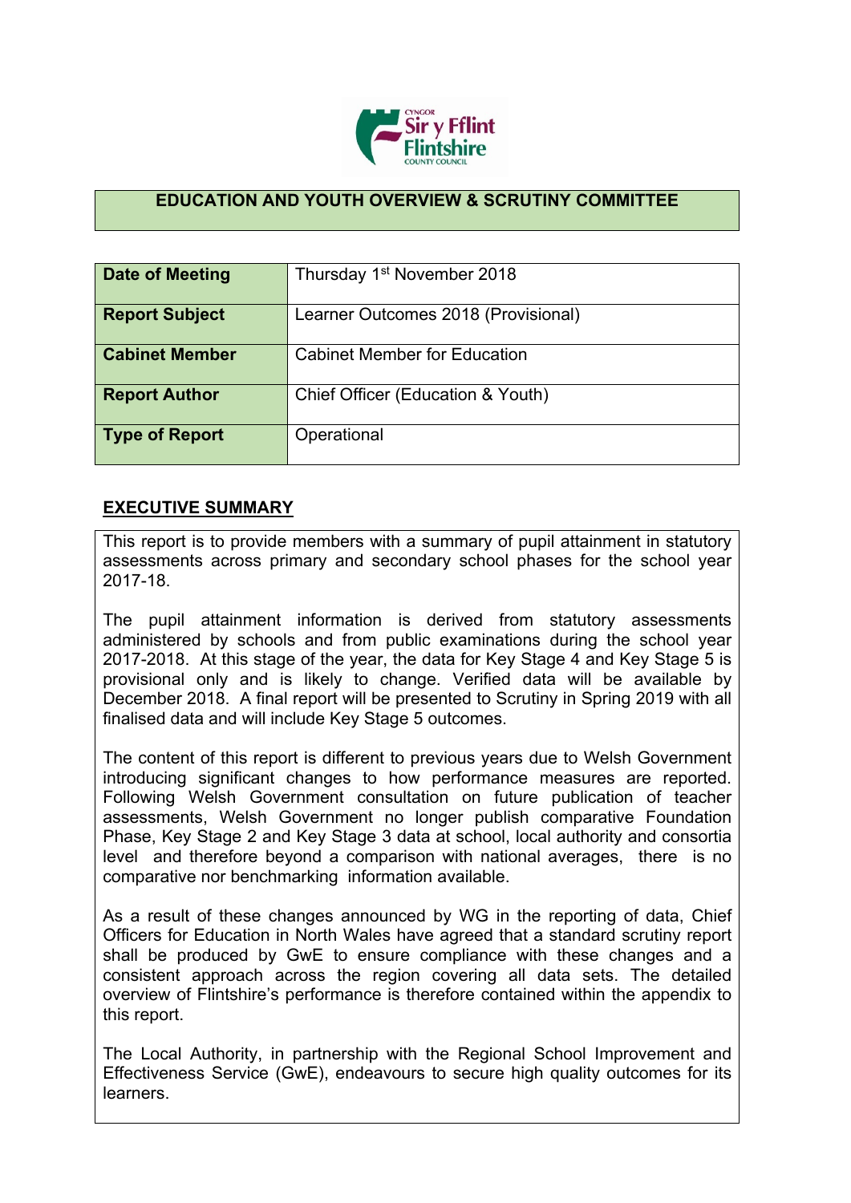## EDUCATION AND YOUTH OVERVIEW & SCRUTINY COMMITTEE

| | |
|---|---|
| **Date of Meeting** | Thursday 1st November 2018 |
| **Report Subject** | Learner Outcomes 2018 (Provisional) |
| **Cabinet Member** | Cabinet Member for Education |
| **Report Author** | Chief Officer (Education & Youth) |
| **Type of Report** | Operational |

## EXECUTIVE SUMMARY

This report is to provide members with a summary of pupil attainment in statutory assessments across primary and secondary school phases for the school year 2017-18.

The pupil attainment information is derived from statutory assessments administered by schools and from public examinations during the school year 2017-2018. At this stage of the year, the data for Key Stage 4 and Key Stage 5 is provisional only and is likely to change. Verified data will be available by December 2018. A final report will be presented to Scrutiny in Spring 2019 with all finalised data and will include Key Stage 5 outcomes.

The content of this report is different to previous years due to Welsh Government introducing significant changes to how performance measures are reported. Following Welsh Government consultation on future publication of teacher assessments, Welsh Government no longer publish comparative Foundation Phase, Key Stage 2 and Key Stage 3 data at school, local authority and consortia level and therefore beyond a comparison with national averages, there is no comparative nor benchmarking information available.

As a result of these changes announced by WG in the reporting of data, Chief Officers for Education in North Wales have agreed that a standard scrutiny report shall be produced by GwE to ensure compliance with these changes and a consistent approach across the region covering all data sets. The detailed overview of Flintshire's performance is therefore contained within the appendix to this report.

The Local Authority, in partnership with the Regional School Improvement and Effectiveness Service (GwE), endeavours to secure high quality outcomes for its learners.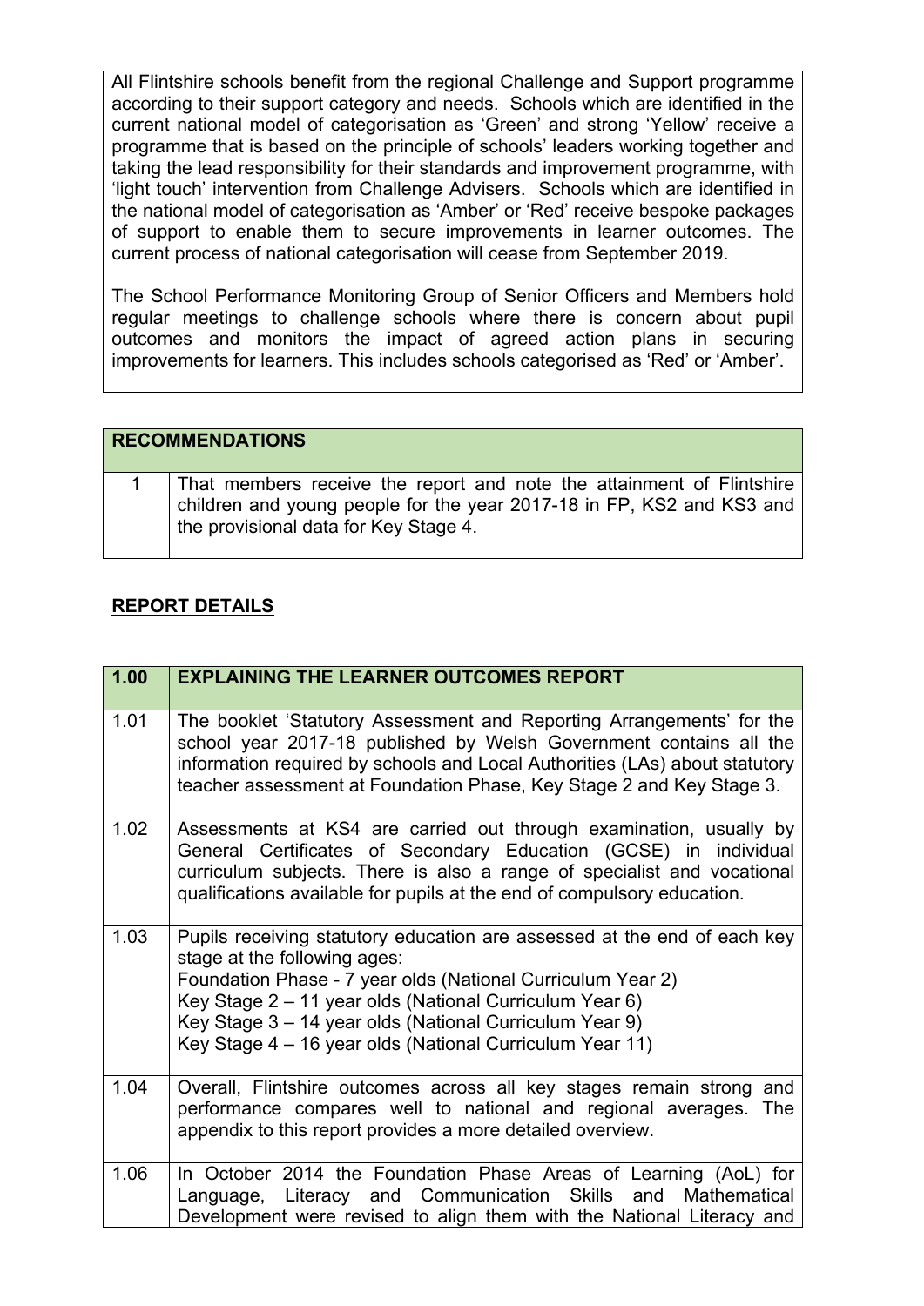All Flintshire schools benefit from the regional Challenge and Support programme according to their support category and needs. Schools which are identified in the current national model of categorisation as 'Green' and strong 'Yellow' receive a programme that is based on the principle of schools' leaders working together and taking the lead responsibility for their standards and improvement programme, with 'light touch' intervention from Challenge Advisers. Schools which are identified in the national model of categorisation as 'Amber' or 'Red' receive bespoke packages of support to enable them to secure improvements in learner outcomes. The current process of national categorisation will cease from September 2019.

The School Performance Monitoring Group of Senior Officers and Members hold regular meetings to challenge schools where there is concern about pupil outcomes and monitors the impact of agreed action plans in securing improvements for learners. This includes schools categorised as 'Red' or 'Amber'.

| **RECOMMENDATIONS** | |
|---|---|
| 1 | That members receive the report and note the attainment of Flintshire children and young people for the year 2017-18 in FP, KS2 and KS3 and the provisional data for Key Stage 4. |

## REPORT DETAILS

| **1.00** | **EXPLAINING THE LEARNER OUTCOMES REPORT** |
|---|---|
| 1.01 | The booklet 'Statutory Assessment and Reporting Arrangements' for the school year 2017-18 published by Welsh Government contains all the information required by schools and Local Authorities (LAs) about statutory teacher assessment at Foundation Phase, Key Stage 2 and Key Stage 3. |
| 1.02 | Assessments at KS4 are carried out through examination, usually by General Certificates of Secondary Education (GCSE) in individual curriculum subjects. There is also a range of specialist and vocational qualifications available for pupils at the end of compulsory education. |
| 1.03 | Pupils receiving statutory education are assessed at the end of each key stage at the following ages:<br>Foundation Phase - 7 year olds (National Curriculum Year 2)<br>Key Stage 2 – 11 year olds (National Curriculum Year 6)<br>Key Stage 3 – 14 year olds (National Curriculum Year 9)<br>Key Stage 4 – 16 year olds (National Curriculum Year 11) |
| 1.04 | Overall, Flintshire outcomes across all key stages remain strong and performance compares well to national and regional averages. The appendix to this report provides a more detailed overview. |
| 1.06 | In October 2014 the Foundation Phase Areas of Learning (AoL) for Language, Literacy and Communication Skills and Mathematical Development were revised to align them with the National Literacy and |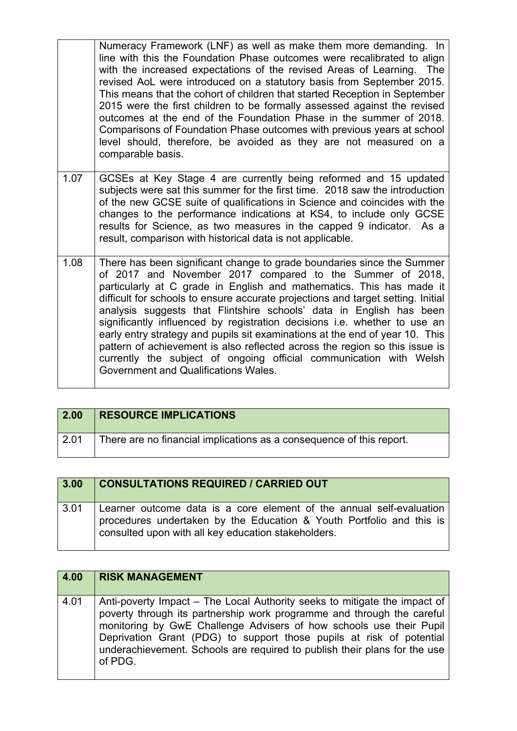|  | Numeracy Framework (LNF) as well as make them more demanding. In line with this the Foundation Phase outcomes were recalibrated to align with the increased expectations of the revised Areas of Learning. The revised AoL were introduced on a statutory basis from September 2015. This means that the cohort of children that started Reception in September 2015 were the first children to be formally assessed against the revised outcomes at the end of the Foundation Phase in the summer of 2018. Comparisons of Foundation Phase outcomes with previous years at school level should, therefore, be avoided as they are not measured on a comparable basis. |
|---|---|
| 1.07 | GCSEs at Key Stage 4 are currently being reformed and 15 updated subjects were sat this summer for the first time. 2018 saw the introduction of the new GCSE suite of qualifications in Science and coincides with the changes to the performance indications at KS4, to include only GCSE results for Science, as two measures in the capped 9 indicator. As a result, comparison with historical data is not applicable. |
| 1.08 | There has been significant change to grade boundaries since the Summer of 2017 and November 2017 compared to the Summer of 2018, particularly at C grade in English and mathematics. This has made it difficult for schools to ensure accurate projections and target setting. Initial analysis suggests that Flintshire schools' data in English has been significantly influenced by registration decisions i.e. whether to use an early entry strategy and pupils sit examinations at the end of year 10. This pattern of achievement is also reflected across the region so this issue is currently the subject of ongoing official communication with Welsh Government and Qualifications Wales. |

| 2.00 | RESOURCE IMPLICATIONS |
|---|---|
| 2.01 | There are no financial implications as a consequence of this report. |

| 3.00 | CONSULTATIONS REQUIRED / CARRIED OUT |
|---|---|
| 3.01 | Learner outcome data is a core element of the annual self-evaluation procedures undertaken by the Education & Youth Portfolio and this is consulted upon with all key education stakeholders. |

| 4.00 | RISK MANAGEMENT |
|---|---|
| 4.01 | Anti-poverty Impact – The Local Authority seeks to mitigate the impact of poverty through its partnership work programme and through the careful monitoring by GwE Challenge Advisers of how schools use their Pupil Deprivation Grant (PDG) to support those pupils at risk of potential underachievement. Schools are required to publish their plans for the use of PDG. |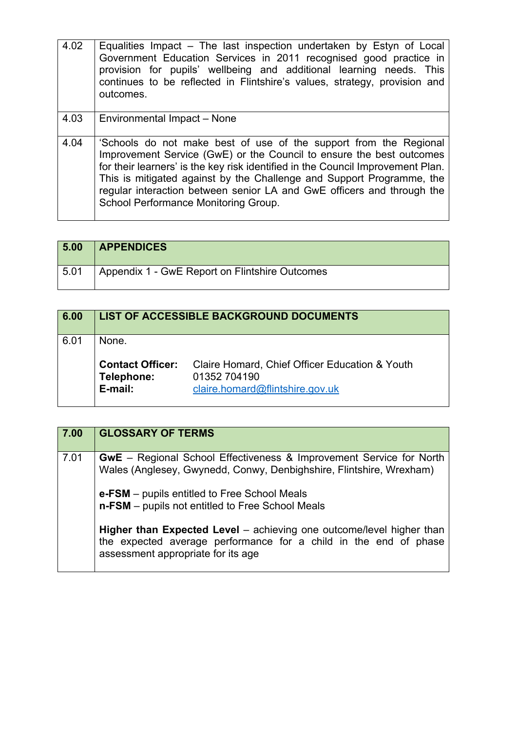| | |
|---|---|
| 4.02 | Equalities Impact – The last inspection undertaken by Estyn of Local Government Education Services in 2011 recognised good practice in provision for pupils' wellbeing and additional learning needs. This continues to be reflected in Flintshire's values, strategy, provision and outcomes. |
| 4.03 | Environmental Impact – None |
| 4.04 | 'Schools do not make best of use of the support from the Regional Improvement Service (GwE) or the Council to ensure the best outcomes for their learners' is the key risk identified in the Council Improvement Plan. This is mitigated against by the Challenge and Support Programme, the regular interaction between senior LA and GwE officers and through the School Performance Monitoring Group. |

| **5.00** | **APPENDICES** |
|---|---|
| 5.01 | Appendix 1 - GwE Report on Flintshire Outcomes |

| **6.00** | **LIST OF ACCESSIBLE BACKGROUND DOCUMENTS** |
|---|---|
| 6.01 | None.<br><br>**Contact Officer:** Claire Homard, Chief Officer Education & Youth<br>**Telephone:** 01352 704190<br>**E-mail:** claire.homard@flintshire.gov.uk |

| **7.00** | **GLOSSARY OF TERMS** |
|---|---|
| 7.01 | **GwE** – Regional School Effectiveness & Improvement Service for North Wales (Anglesey, Gwynedd, Conwy, Denbighshire, Flintshire, Wrexham)<br><br>**e-FSM** – pupils entitled to Free School Meals<br>**n-FSM** – pupils not entitled to Free School Meals<br><br>**Higher than Expected Level** – achieving one outcome/level higher than the expected average performance for a child in the end of phase assessment appropriate for its age |